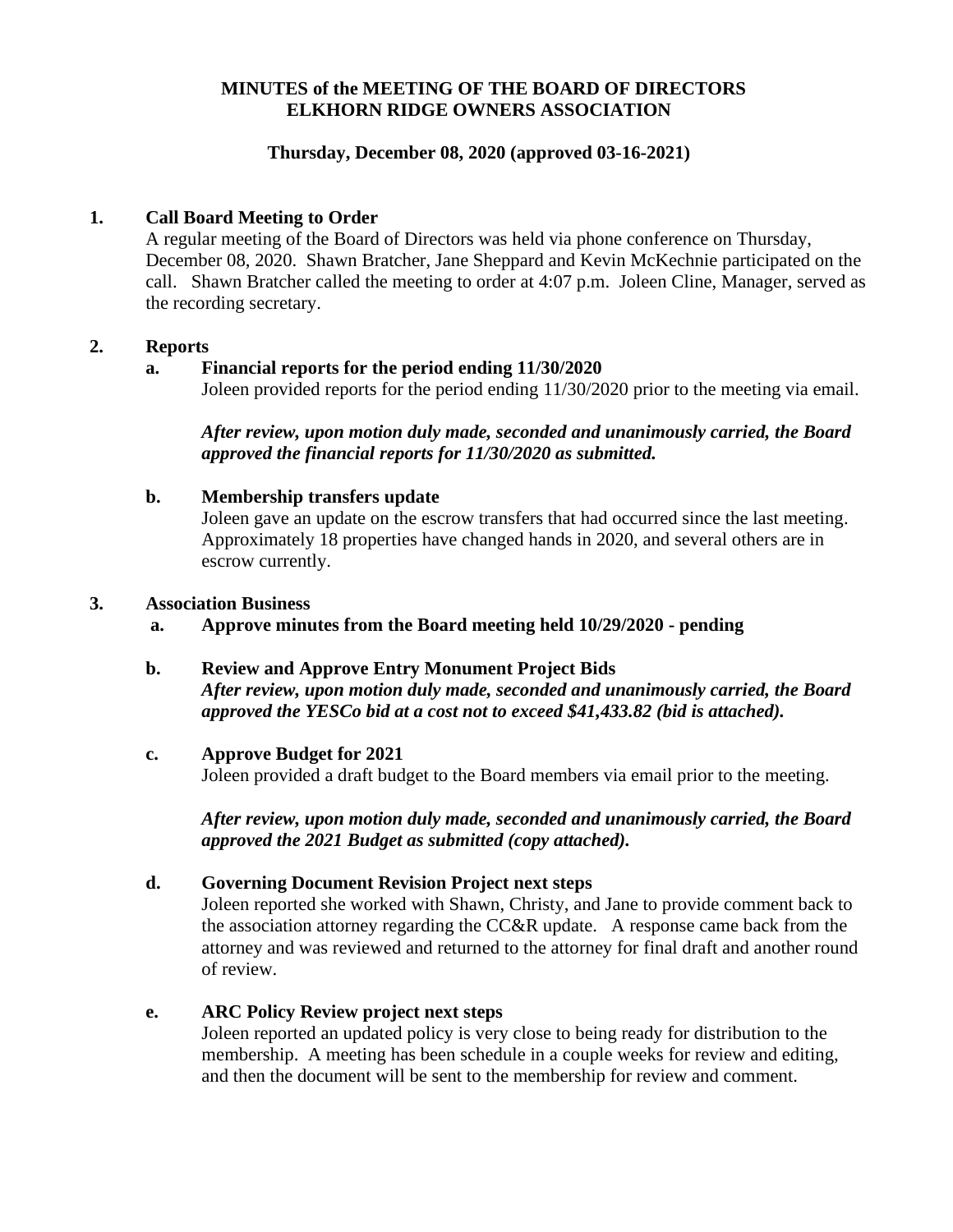**MINUTES of the MEETING OF THE BOARD OF DIRECTORS**
**ELKHORN RIDGE OWNERS ASSOCIATION**

**Thursday, December 08, 2020 (approved 03-16-2021)**

## 1. Call Board Meeting to Order

A regular meeting of the Board of Directors was held via phone conference on Thursday, December 08, 2020. Shawn Bratcher, Jane Sheppard and Kevin McKechnie participated on the call. Shawn Bratcher called the meeting to order at 4:07 p.m. Joleen Cline, Manager, served as the recording secretary.

## 2. Reports

### a. Financial reports for the period ending 11/30/2020

Joleen provided reports for the period ending 11/30/2020 prior to the meeting via email.

***After review, upon motion duly made, seconded and unanimously carried, the Board approved the financial reports for 11/30/2020 as submitted.***

### b. Membership transfers update

Joleen gave an update on the escrow transfers that had occurred since the last meeting. Approximately 18 properties have changed hands in 2020, and several others are in escrow currently.

## 3. Association Business

### a. Approve minutes from the Board meeting held 10/29/2020 - pending

### b. Review and Approve Entry Monument Project Bids

***After review, upon motion duly made, seconded and unanimously carried, the Board approved the YESCo bid at a cost not to exceed $41,433.82 (bid is attached).***

### c. Approve Budget for 2021

Joleen provided a draft budget to the Board members via email prior to the meeting.

***After review, upon motion duly made, seconded and unanimously carried, the Board approved the 2021 Budget as submitted (copy attached).***

### d. Governing Document Revision Project next steps

Joleen reported she worked with Shawn, Christy, and Jane to provide comment back to the association attorney regarding the CC&R update. A response came back from the attorney and was reviewed and returned to the attorney for final draft and another round of review.

### e. ARC Policy Review project next steps

Joleen reported an updated policy is very close to being ready for distribution to the membership. A meeting has been schedule in a couple weeks for review and editing, and then the document will be sent to the membership for review and comment.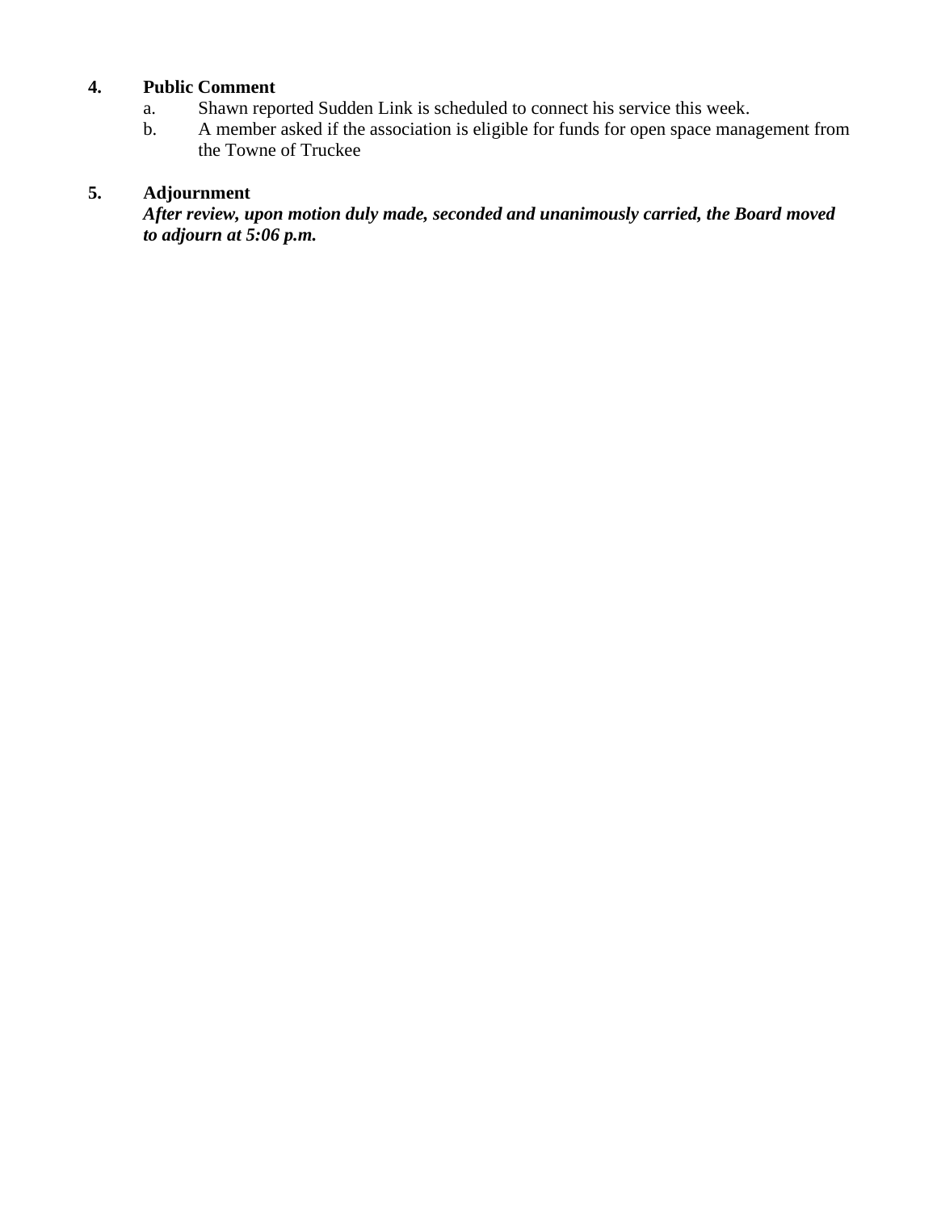**4. Public Comment**

a. Shawn reported Sudden Link is scheduled to connect his service this week.

b. A member asked if the association is eligible for funds for open space management from the Towne of Truckee

**5. Adjournment**

***After review, upon motion duly made, seconded and unanimously carried, the Board moved to adjourn at 5:06 p.m.***